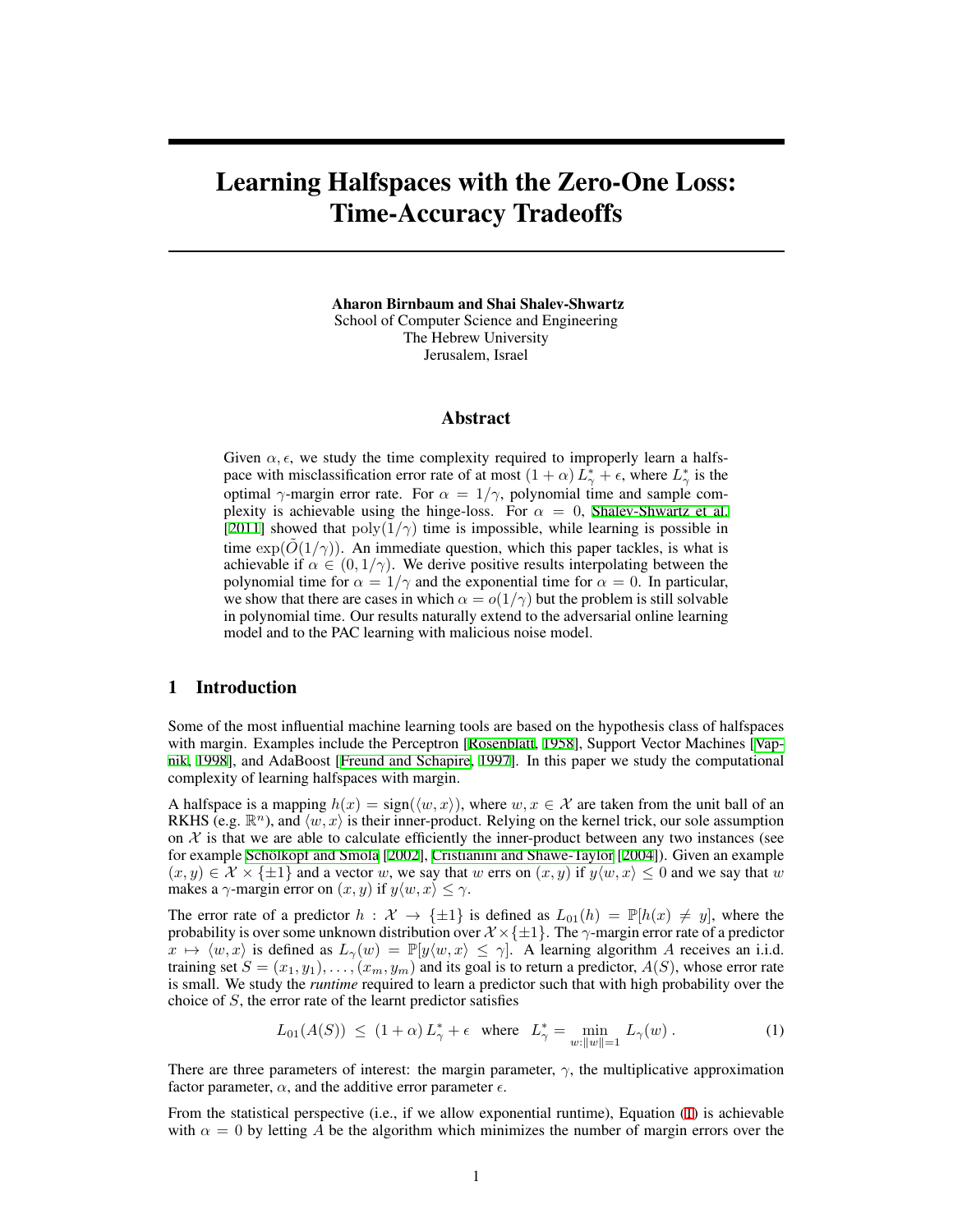# Learning Halfspaces with the Zero-One Loss: Time-Accuracy Tradeoffs

**Aharon Birnbaum and Shai Shalev-Shwartz**
School of Computer Science and Engineering
The Hebrew University
Jerusalem, Israel

## Abstract

Given $\alpha, \epsilon$, we study the time complexity required to improperly learn a halfspace with misclassification error rate of at most $(1+\alpha)\,L_\gamma^* + \epsilon$, where $L_\gamma^*$ is the optimal $\gamma$-margin error rate. For $\alpha = 1/\gamma$, polynomial time and sample complexity is achievable using the hinge-loss. For $\alpha = 0$, Shalev-Shwartz et al. [2011] showed that $\mathrm{poly}(1/\gamma)$ time is impossible, while learning is possible in time $\exp(\tilde{O}(1/\gamma))$. An immediate question, which this paper tackles, is what is achievable if $\alpha \in (0, 1/\gamma)$. We derive positive results interpolating between the polynomial time for $\alpha = 1/\gamma$ and the exponential time for $\alpha = 0$. In particular, we show that there are cases in which $\alpha = o(1/\gamma)$ but the problem is still solvable in polynomial time. Our results naturally extend to the adversarial online learning model and to the PAC learning with malicious noise model.

## 1 Introduction

Some of the most influential machine learning tools are based on the hypothesis class of halfspaces with margin. Examples include the Perceptron [Rosenblatt, 1958], Support Vector Machines [Vapnik, 1998], and AdaBoost [Freund and Schapire, 1997]. In this paper we study the computational complexity of learning halfspaces with margin.

A halfspace is a mapping $h(x) = \mathrm{sign}(\langle w, x\rangle)$, where $w, x \in \mathcal{X}$ are taken from the unit ball of an RKHS (e.g. $\mathbb{R}^n$), and $\langle w, x\rangle$ is their inner-product. Relying on the kernel trick, our sole assumption on $\mathcal{X}$ is that we are able to calculate efficiently the inner-product between any two instances (see for example Schölkopf and Smola [2002], Cristianini and Shawe-Taylor [2004]). Given an example $(x, y) \in \mathcal{X} \times \{\pm 1\}$ and a vector $w$, we say that $w$ errs on $(x, y)$ if $y\langle w, x\rangle \leq 0$ and we say that $w$ makes a $\gamma$-margin error on $(x, y)$ if $y\langle w, x\rangle \leq \gamma$.

The error rate of a predictor $h : \mathcal{X} \to \{\pm 1\}$ is defined as $L_{01}(h) = \mathbb{P}[h(x) \neq y]$, where the probability is over some unknown distribution over $\mathcal{X} \times \{\pm 1\}$. The $\gamma$-margin error rate of a predictor $x \mapsto \langle w, x\rangle$ is defined as $L_\gamma(w) = \mathbb{P}[y\langle w, x\rangle \leq \gamma]$. A learning algorithm $A$ receives an i.i.d. training set $S = (x_1, y_1), \ldots, (x_m, y_m)$ and its goal is to return a predictor, $A(S)$, whose error rate is small. We study the *runtime* required to learn a predictor such that with high probability over the choice of $S$, the error rate of the learnt predictor satisfies

$$L_{01}(A(S)) \;\leq\; (1+\alpha)\,L_\gamma^* + \epsilon \quad \text{where} \quad L_\gamma^* = \min_{w:\|w\|=1} L_\gamma(w)\,. \tag{1}$$

There are three parameters of interest: the margin parameter, $\gamma$, the multiplicative approximation factor parameter, $\alpha$, and the additive error parameter $\epsilon$.

From the statistical perspective (i.e., if we allow exponential runtime), Equation (1) is achievable with $\alpha = 0$ by letting $A$ be the algorithm which minimizes the number of margin errors over the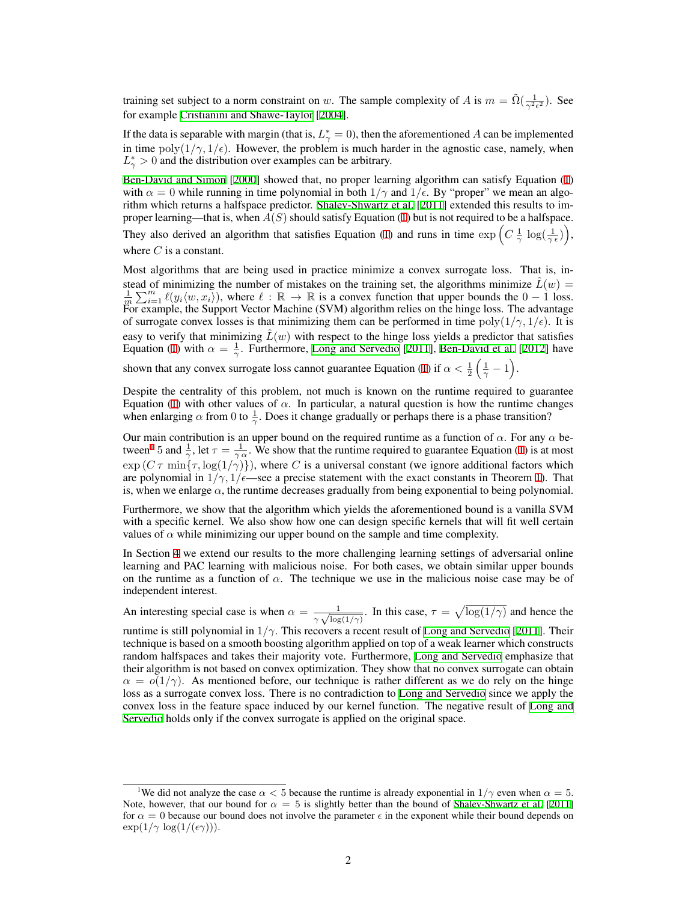training set subject to a norm constraint on $w$. The sample complexity of $A$ is $m = \tilde{\Omega}(\frac{1}{\gamma^2 \epsilon^2})$. See for example Cristianini and Shawe-Taylor [2004].

If the data is separable with margin (that is, $L^*_\gamma = 0$), then the aforementioned $A$ can be implemented in time $\mathrm{poly}(1/\gamma, 1/\epsilon)$. However, the problem is much harder in the agnostic case, namely, when $L^*_\gamma > 0$ and the distribution over examples can be arbitrary.

Ben-David and Simon [2000] showed that, no proper learning algorithm can satisfy Equation (1) with $\alpha = 0$ while running in time polynomial in both $1/\gamma$ and $1/\epsilon$. By "proper" we mean an algorithm which returns a halfspace predictor. Shalev-Shwartz et al. [2011] extended this results to improper learning—that is, when $A(S)$ should satisfy Equation (1) but is not required to be a halfspace. They also derived an algorithm that satisfies Equation (1) and runs in time $\exp\left(C \frac{1}{\gamma} \log(\frac{1}{\gamma \epsilon})\right)$, where $C$ is a constant.

Most algorithms that are being used in practice minimize a convex surrogate loss. That is, instead of minimizing the number of mistakes on the training set, the algorithms minimize $\hat{L}(w) = \frac{1}{m}\sum_{i=1}^{m} \ell(y_i \langle w, x_i \rangle)$, where $\ell : \mathbb{R} \to \mathbb{R}$ is a convex function that upper bounds the $0-1$ loss. For example, the Support Vector Machine (SVM) algorithm relies on the hinge loss. The advantage of surrogate convex losses is that minimizing them can be performed in time $\mathrm{poly}(1/\gamma, 1/\epsilon)$. It is easy to verify that minimizing $\hat{L}(w)$ with respect to the hinge loss yields a predictor that satisfies Equation (1) with $\alpha = \frac{1}{\gamma}$. Furthermore, Long and Servedio [2011], Ben-David et al. [2012] have shown that any convex surrogate loss cannot guarantee Equation (1) if $\alpha < \frac{1}{2}\left(\frac{1}{\gamma} - 1\right)$.

Despite the centrality of this problem, not much is known on the runtime required to guarantee Equation (1) with other values of $\alpha$. In particular, a natural question is how the runtime changes when enlarging $\alpha$ from 0 to $\frac{1}{\gamma}$. Does it change gradually or perhaps there is a phase transition?

Our main contribution is an upper bound on the required runtime as a function of $\alpha$. For any $\alpha$ between[1] 5 and $\frac{1}{\gamma}$, let $\tau = \frac{1}{\gamma\,\alpha}$. We show that the runtime required to guarantee Equation (1) is at most $\exp\left(C\,\tau\,\min\{\tau, \log(1/\gamma)\}\right)$, where $C$ is a universal constant (we ignore additional factors which are polynomial in $1/\gamma, 1/\epsilon$—see a precise statement with the exact constants in Theorem 1). That is, when we enlarge $\alpha$, the runtime decreases gradually from being exponential to being polynomial.

Furthermore, we show that the algorithm which yields the aforementioned bound is a vanilla SVM with a specific kernel. We also show how one can design specific kernels that will fit well certain values of $\alpha$ while minimizing our upper bound on the sample and time complexity.

In Section 4 we extend our results to the more challenging learning settings of adversarial online learning and PAC learning with malicious noise. For both cases, we obtain similar upper bounds on the runtime as a function of $\alpha$. The technique we use in the malicious noise case may be of independent interest.

An interesting special case is when $\alpha = \frac{1}{\gamma\sqrt{\log(1/\gamma)}}$. In this case, $\tau = \sqrt{\log(1/\gamma)}$ and hence the runtime is still polynomial in $1/\gamma$. This recovers a recent result of Long and Servedio [2011]. Their technique is based on a smooth boosting algorithm applied on top of a weak learner which constructs random halfspaces and takes their majority vote. Furthermore, Long and Servedio emphasize that their algorithm is not based on convex optimization. They show that no convex surrogate can obtain $\alpha = o(1/\gamma)$. As mentioned before, our technique is rather different as we do rely on the hinge loss as a surrogate convex loss. There is no contradiction to Long and Servedio since we apply the convex loss in the feature space induced by our kernel function. The negative result of Long and Servedio holds only if the convex surrogate is applied on the original space.

[1] We did not analyze the case $\alpha < 5$ because the runtime is already exponential in $1/\gamma$ even when $\alpha = 5$. Note, however, that our bound for $\alpha = 5$ is slightly better than the bound of Shalev-Shwartz et al. [2011] for $\alpha = 0$ because our bound does not involve the parameter $\epsilon$ in the exponent while their bound depends on $\exp(1/\gamma \log(1/(\epsilon\gamma)))$.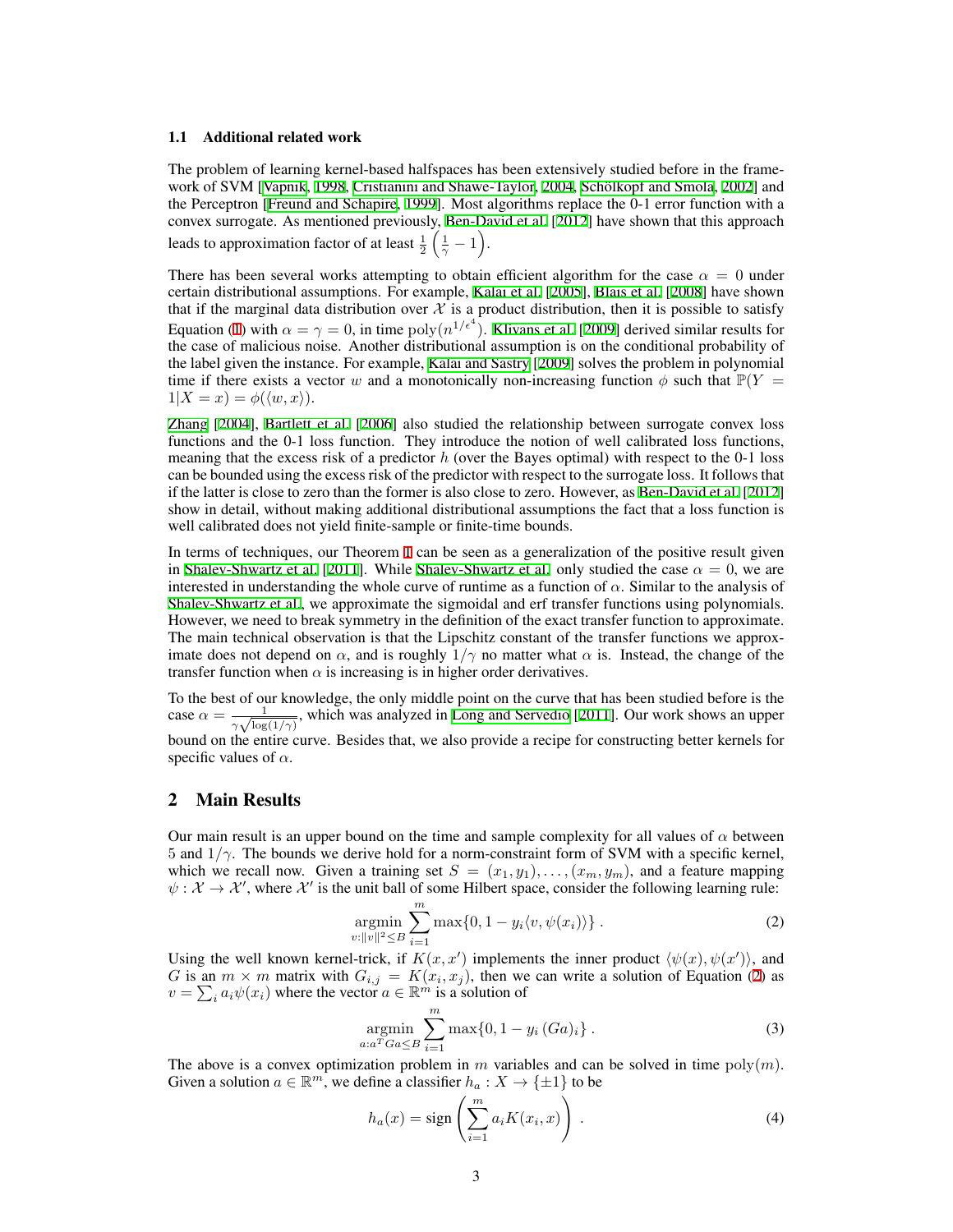### 1.1 Additional related work

The problem of learning kernel-based halfspaces has been extensively studied before in the framework of SVM [Vapnik, 1998, Cristianini and Shawe-Taylor, 2004, Schölkopf and Smola, 2002] and the Perceptron [Freund and Schapire, 1999]. Most algorithms replace the 0-1 error function with a convex surrogate. As mentioned previously, Ben-David et al. [2012] have shown that this approach leads to approximation factor of at least $\frac{1}{2}\left(\frac{1}{\gamma}-1\right)$.

There has been several works attempting to obtain efficient algorithm for the case $\alpha = 0$ under certain distributional assumptions. For example, Kalai et al. [2005], Blais et al. [2008] have shown that if the marginal data distribution over $\mathcal{X}$ is a product distribution, then it is possible to satisfy Equation (1) with $\alpha = \gamma = 0$, in time $\text{poly}(n^{1/\epsilon^4})$. Klivans et al. [2009] derived similar results for the case of malicious noise. Another distributional assumption is on the conditional probability of the label given the instance. For example, Kalai and Sastry [2009] solves the problem in polynomial time if there exists a vector $w$ and a monotonically non-increasing function $\phi$ such that $\mathbb{P}(Y = 1|X = x) = \phi(\langle w, x\rangle)$.

Zhang [2004], Bartlett et al. [2006] also studied the relationship between surrogate convex loss functions and the 0-1 loss function. They introduce the notion of well calibrated loss functions, meaning that the excess risk of a predictor $h$ (over the Bayes optimal) with respect to the 0-1 loss can be bounded using the excess risk of the predictor with respect to the surrogate loss. It follows that if the latter is close to zero than the former is also close to zero. However, as Ben-David et al. [2012] show in detail, without making additional distributional assumptions the fact that a loss function is well calibrated does not yield finite-sample or finite-time bounds.

In terms of techniques, our Theorem 1 can be seen as a generalization of the positive result given in Shalev-Shwartz et al. [2011]. While Shalev-Shwartz et al. only studied the case $\alpha = 0$, we are interested in understanding the whole curve of runtime as a function of $\alpha$. Similar to the analysis of Shalev-Shwartz et al., we approximate the sigmoidal and erf transfer functions using polynomials. However, we need to break symmetry in the definition of the exact transfer function to approximate. The main technical observation is that the Lipschitz constant of the transfer functions we approximate does not depend on $\alpha$, and is roughly $1/\gamma$ no matter what $\alpha$ is. Instead, the change of the transfer function when $\alpha$ is increasing is in higher order derivatives.

To the best of our knowledge, the only middle point on the curve that has been studied before is the case $\alpha = \frac{1}{\gamma\sqrt{\log(1/\gamma)}}$, which was analyzed in Long and Servedio [2011]. Our work shows an upper bound on the entire curve. Besides that, we also provide a recipe for constructing better kernels for specific values of $\alpha$.

## 2 Main Results

Our main result is an upper bound on the time and sample complexity for all values of $\alpha$ between 5 and $1/\gamma$. The bounds we derive hold for a norm-constraint form of SVM with a specific kernel, which we recall now. Given a training set $S = (x_1, y_1), \ldots, (x_m, y_m)$, and a feature mapping $\psi : \mathcal{X} \to \mathcal{X}'$, where $\mathcal{X}'$ is the unit ball of some Hilbert space, consider the following learning rule:

$$\operatorname*{argmin}_{v:\|v\|^2 \le B} \sum_{i=1}^{m} \max\{0, 1 - y_i\langle v, \psi(x_i)\rangle\} \,. \tag{2}$$

Using the well known kernel-trick, if $K(x, x')$ implements the inner product $\langle\psi(x), \psi(x')\rangle$, and $G$ is an $m \times m$ matrix with $G_{i,j} = K(x_i, x_j)$, then we can write a solution of Equation (2) as $v = \sum_i a_i \psi(x_i)$ where the vector $a \in \mathbb{R}^m$ is a solution of

$$\operatorname*{argmin}_{a:a^T G a \le B} \sum_{i=1}^{m} \max\{0, 1 - y_i\,(Ga)_i\} \,. \tag{3}$$

The above is a convex optimization problem in $m$ variables and can be solved in time $\text{poly}(m)$. Given a solution $a \in \mathbb{R}^m$, we define a classifier $h_a : X \to \{\pm 1\}$ to be

$$h_a(x) = \text{sign}\left(\sum_{i=1}^{m} a_i K(x_i, x)\right) \,. \tag{4}$$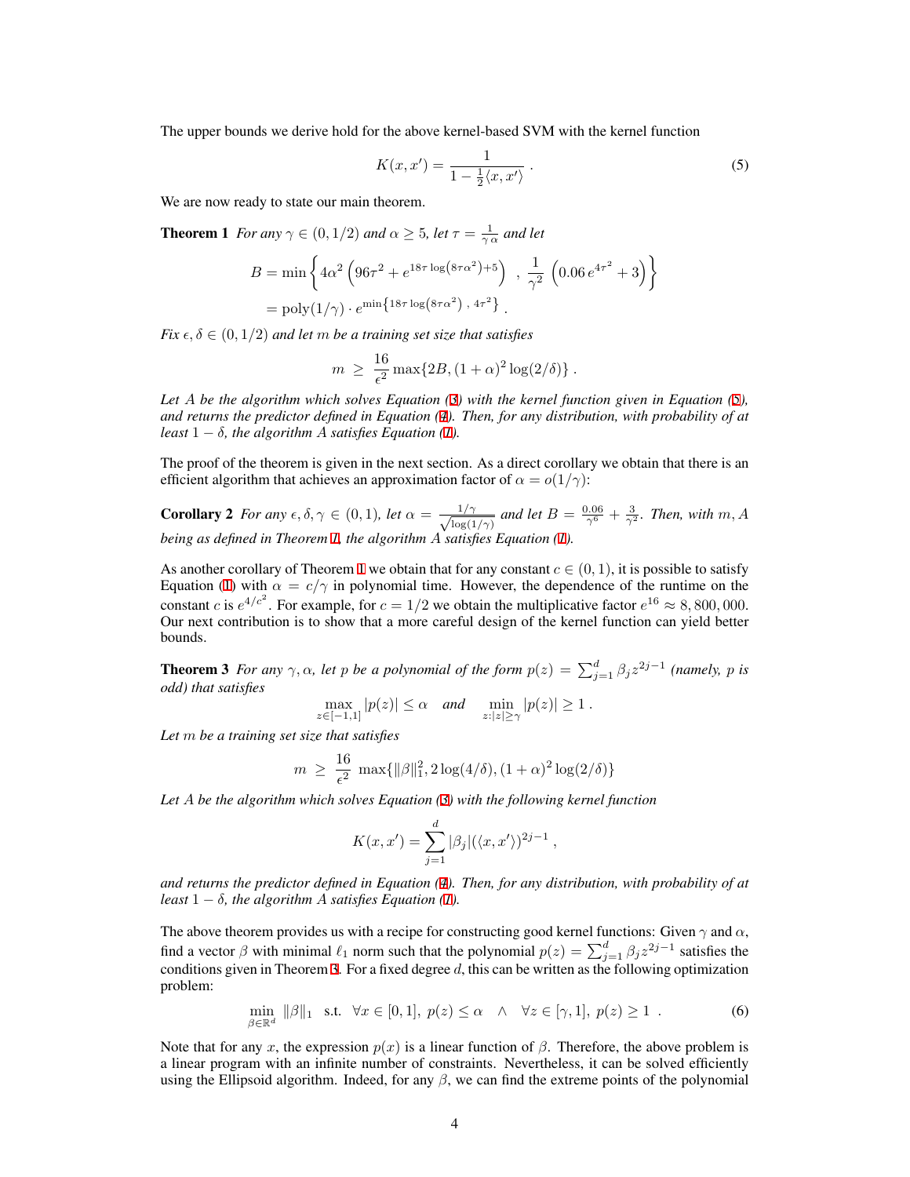The upper bounds we derive hold for the above kernel-based SVM with the kernel function

$$K(x, x') = \frac{1}{1 - \frac{1}{2}\langle x, x' \rangle} . \tag{5}$$

We are now ready to state our main theorem.

**Theorem 1** *For any $\gamma \in (0, 1/2)$ and $\alpha \geq 5$, let $\tau = \frac{1}{\gamma\,\alpha}$ and let*

$$\begin{aligned} B &= \min\left\{ 4\alpha^2 \left( 96\tau^2 + e^{18\tau \log\left(8\tau\alpha^2\right) + 5} \right) \ , \ \frac{1}{\gamma^2} \left( 0.06\, e^{4\tau^2} + 3 \right) \right\} \\ &= \mathrm{poly}(1/\gamma) \cdot e^{\min\left\{ 18\tau \log\left(8\tau\alpha^2\right) \ , \ 4\tau^2 \right\}} . \end{aligned}$$

*Fix $\epsilon, \delta \in (0, 1/2)$ and let $m$ be a training set size that satisfies*

$$m \ \geq \ \frac{16}{\epsilon^2} \max\{2B, (1+\alpha)^2 \log(2/\delta)\} .$$

*Let $A$ be the algorithm which solves Equation (3) with the kernel function given in Equation (5), and returns the predictor defined in Equation (4). Then, for any distribution, with probability of at least $1 - \delta$, the algorithm $A$ satisfies Equation (1).*

The proof of the theorem is given in the next section. As a direct corollary we obtain that there is an efficient algorithm that achieves an approximation factor of $\alpha = o(1/\gamma)$:

**Corollary 2** *For any $\epsilon, \delta, \gamma \in (0, 1)$, let $\alpha = \frac{1/\gamma}{\sqrt{\log(1/\gamma)}}$ and let $B = \frac{0.06}{\gamma^6} + \frac{3}{\gamma^2}$. Then, with $m, A$ being as defined in Theorem 1, the algorithm $A$ satisfies Equation (1).*

As another corollary of Theorem 1 we obtain that for any constant $c \in (0, 1)$, it is possible to satisfy Equation (1) with $\alpha = c/\gamma$ in polynomial time. However, the dependence of the runtime on the constant $c$ is $e^{4/c^2}$. For example, for $c = 1/2$ we obtain the multiplicative factor $e^{16} \approx 8,800,000$. Our next contribution is to show that a more careful design of the kernel function can yield better bounds.

**Theorem 3** *For any $\gamma, \alpha$, let $p$ be a polynomial of the form $p(z) = \sum_{j=1}^{d} \beta_j z^{2j-1}$ (namely, $p$ is odd) that satisfies*

$$\max_{z \in [-1,1]} |p(z)| \leq \alpha \quad \text{and} \quad \min_{z : |z| \geq \gamma} |p(z)| \geq 1 .$$

*Let $m$ be a training set size that satisfies*

$$m \ \geq \ \frac{16}{\epsilon^2} \ \max\{\|\beta\|_1^2, 2\log(4/\delta), (1+\alpha)^2 \log(2/\delta)\}$$

*Let $A$ be the algorithm which solves Equation (3) with the following kernel function*

$$K(x, x') = \sum_{j=1}^{d} |\beta_j| (\langle x, x' \rangle)^{2j-1} ,$$

*and returns the predictor defined in Equation (4). Then, for any distribution, with probability of at least $1 - \delta$, the algorithm $A$ satisfies Equation (1).*

The above theorem provides us with a recipe for constructing good kernel functions: Given $\gamma$ and $\alpha$, find a vector $\beta$ with minimal $\ell_1$ norm such that the polynomial $p(z) = \sum_{j=1}^{d} \beta_j z^{2j-1}$ satisfies the conditions given in Theorem 3. For a fixed degree $d$, this can be written as the following optimization problem:

$$\min_{\beta \in \mathbb{R}^d} \ \|\beta\|_1 \quad \text{s.t.} \quad \forall x \in [0, 1], \ p(z) \leq \alpha \quad \wedge \quad \forall z \in [\gamma, 1], \ p(z) \geq 1 \ . \tag{6}$$

Note that for any $x$, the expression $p(x)$ is a linear function of $\beta$. Therefore, the above problem is a linear program with an infinite number of constraints. Nevertheless, it can be solved efficiently using the Ellipsoid algorithm. Indeed, for any $\beta$, we can find the extreme points of the polynomial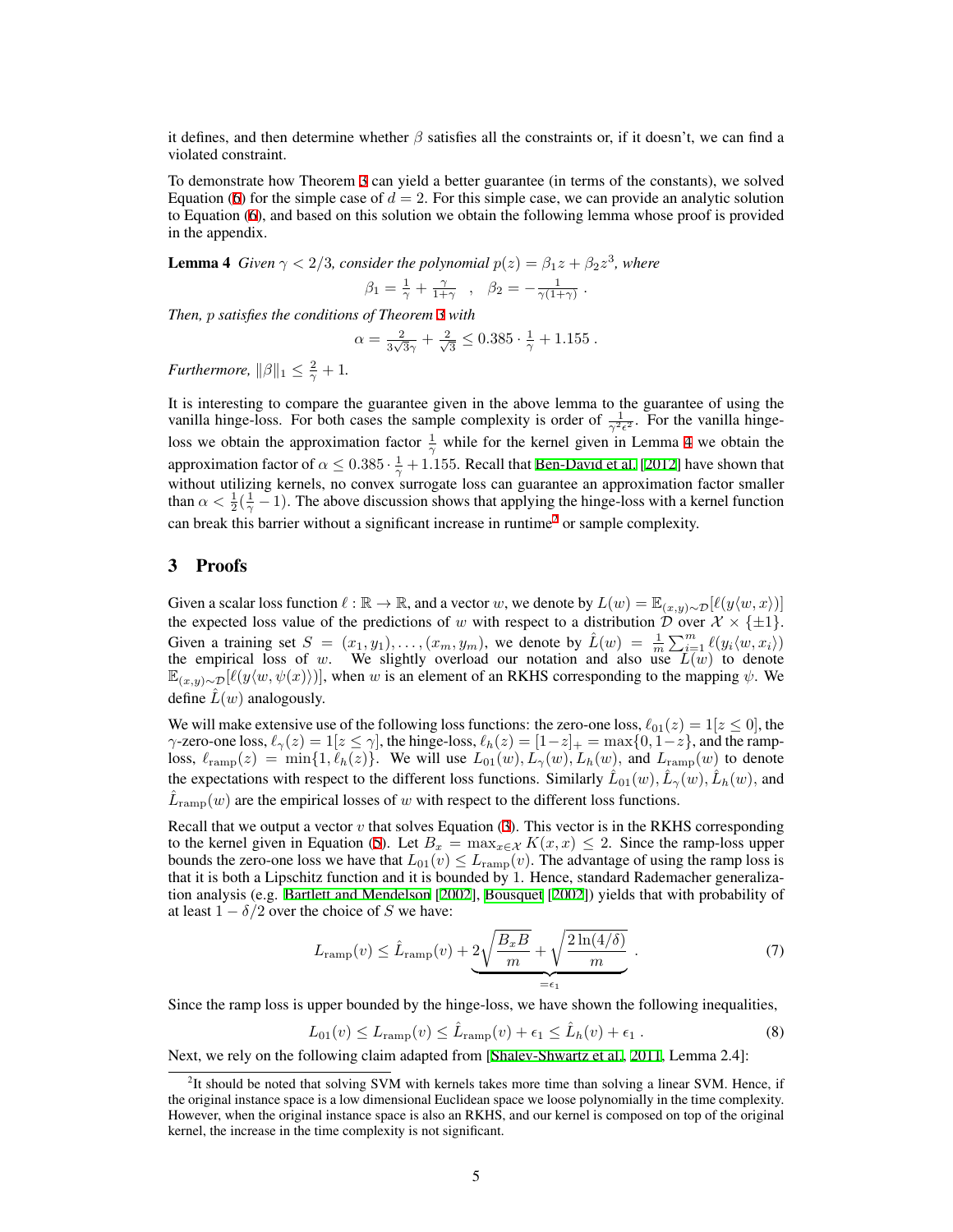it defines, and then determine whether $\beta$ satisfies all the constraints or, if it doesn't, we can find a violated constraint.

To demonstrate how Theorem 3 can yield a better guarantee (in terms of the constants), we solved Equation (6) for the simple case of $d = 2$. For this simple case, we can provide an analytic solution to Equation (6), and based on this solution we obtain the following lemma whose proof is provided in the appendix.

**Lemma 4** *Given $\gamma < 2/3$, consider the polynomial $p(z) = \beta_1 z + \beta_2 z^3$, where*

$$\beta_1 = \frac{1}{\gamma} + \frac{\gamma}{1+\gamma} \quad , \quad \beta_2 = -\frac{1}{\gamma(1+\gamma)} \; .$$

*Then, $p$ satisfies the conditions of Theorem 3 with*

$$\alpha = \frac{2}{3\sqrt{3}\gamma} + \frac{2}{\sqrt{3}} \leq 0.385 \cdot \frac{1}{\gamma} + 1.155 \; .$$

*Furthermore, $\|\beta\|_1 \leq \frac{2}{\gamma} + 1$.*

It is interesting to compare the guarantee given in the above lemma to the guarantee of using the vanilla hinge-loss. For both cases the sample complexity is order of $\frac{1}{\gamma^2 \epsilon^2}$. For the vanilla hinge-loss we obtain the approximation factor $\frac{1}{\gamma}$ while for the kernel given in Lemma 4 we obtain the approximation factor of $\alpha \leq 0.385 \cdot \frac{1}{\gamma} + 1.155$. Recall that Ben-David et al. [2012] have shown that without utilizing kernels, no convex surrogate loss can guarantee an approximation factor smaller than $\alpha < \frac{1}{2}(\frac{1}{\gamma} - 1)$. The above discussion shows that applying the hinge-loss with a kernel function can break this barrier without a significant increase in runtime[2] or sample complexity.

## 3 Proofs

Given a scalar loss function $\ell : \mathbb{R} \to \mathbb{R}$, and a vector $w$, we denote by $L(w) = \mathbb{E}_{(x,y)\sim\mathcal{D}}[\ell(y\langle w, x\rangle)]$ the expected loss value of the predictions of $w$ with respect to a distribution $\mathcal{D}$ over $\mathcal{X} \times \{\pm 1\}$. Given a training set $S = (x_1, y_1), \ldots, (x_m, y_m)$, we denote by $\hat{L}(w) = \frac{1}{m}\sum_{i=1}^m \ell(y_i\langle w, x_i\rangle)$ the empirical loss of $w$. We slightly overload our notation and also use $L(w)$ to denote $\mathbb{E}_{(x,y)\sim\mathcal{D}}[\ell(y\langle w, \psi(x)\rangle)]$, when $w$ is an element of an RKHS corresponding to the mapping $\psi$. We define $\hat{L}(w)$ analogously.

We will make extensive use of the following loss functions: the zero-one loss, $\ell_{01}(z) = 1[z \leq 0]$, the $\gamma$-zero-one loss, $\ell_\gamma(z) = 1[z \leq \gamma]$, the hinge-loss, $\ell_h(z) = [1-z]_+ = \max\{0, 1-z\}$, and the ramp-loss, $\ell_{\mathrm{ramp}}(z) = \min\{1, \ell_h(z)\}$. We will use $L_{01}(w), L_\gamma(w), L_h(w)$, and $L_{\mathrm{ramp}}(w)$ to denote the expectations with respect to the different loss functions. Similarly $\hat{L}_{01}(w), \hat{L}_\gamma(w), \hat{L}_h(w)$, and $\hat{L}_{\mathrm{ramp}}(w)$ are the empirical losses of $w$ with respect to the different loss functions.

Recall that we output a vector $v$ that solves Equation (3). This vector is in the RKHS corresponding to the kernel given in Equation (5). Let $B_x = \max_{x\in\mathcal{X}} K(x,x) \leq 2$. Since the ramp-loss upper bounds the zero-one loss we have that $L_{01}(v) \leq L_{\mathrm{ramp}}(v)$. The advantage of using the ramp loss is that it is both a Lipschitz function and it is bounded by 1. Hence, standard Rademacher generalization analysis (e.g. Bartlett and Mendelson [2002], Bousquet [2002]) yields that with probability of at least $1 - \delta/2$ over the choice of $S$ we have:

$$L_{\mathrm{ramp}}(v) \leq \hat{L}_{\mathrm{ramp}}(v) + \underbrace{2\sqrt{\frac{B_x B}{m}} + \sqrt{\frac{2\ln(4/\delta)}{m}}}_{=\epsilon_1} \; . \tag{7}$$

Since the ramp loss is upper bounded by the hinge-loss, we have shown the following inequalities,

$$L_{01}(v) \leq L_{\mathrm{ramp}}(v) \leq \hat{L}_{\mathrm{ramp}}(v) + \epsilon_1 \leq \hat{L}_h(v) + \epsilon_1 \; . \tag{8}$$

Next, we rely on the following claim adapted from [Shalev-Shwartz et al., 2011, Lemma 2.4]:

[2] It should be noted that solving SVM with kernels takes more time than solving a linear SVM. Hence, if the original instance space is a low dimensional Euclidean space we loose polynomially in the time complexity. However, when the original instance space is also an RKHS, and our kernel is composed on top of the original kernel, the increase in the time complexity is not significant.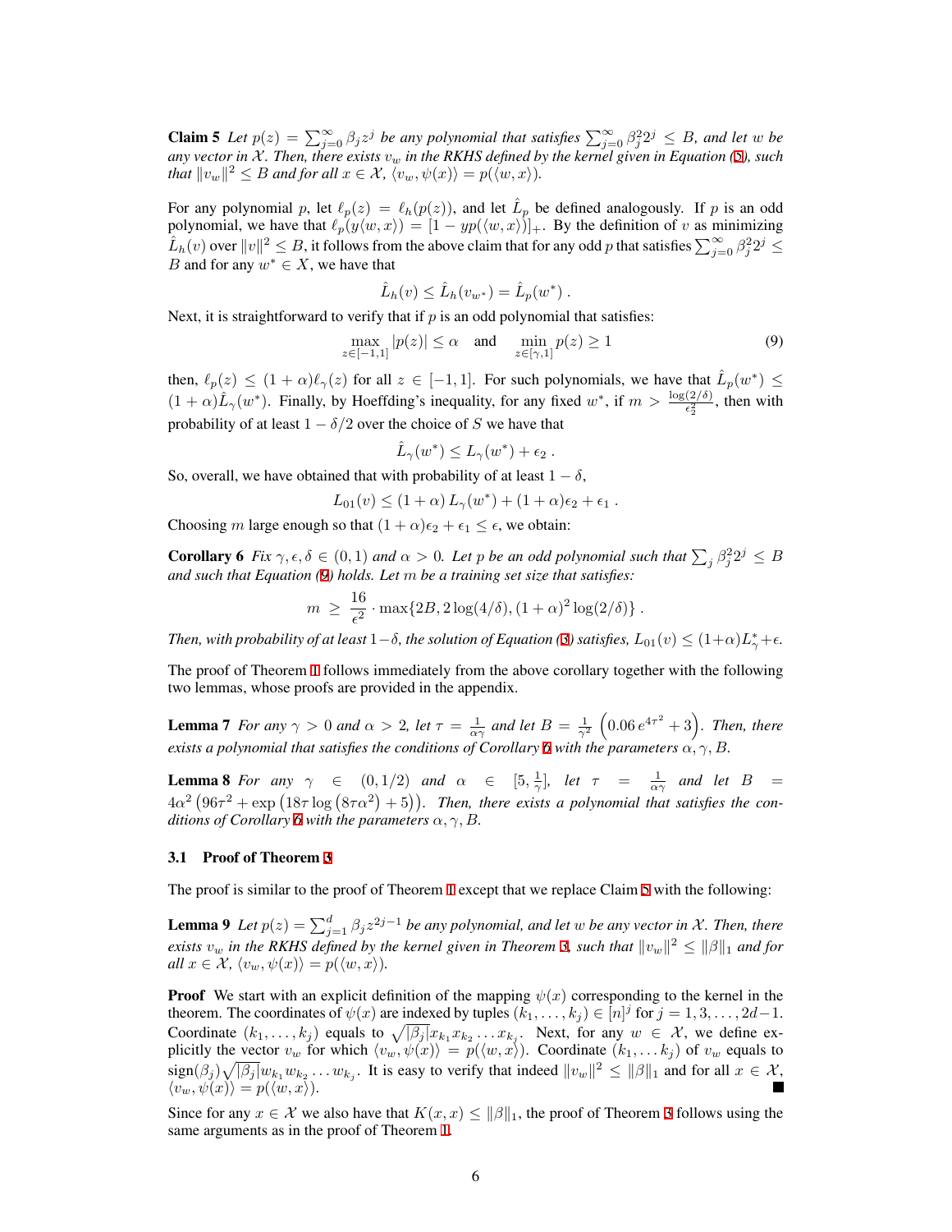**Claim 5** *Let $p(z) = \sum_{j=0}^{\infty} \beta_j z^j$ be any polynomial that satisfies $\sum_{j=0}^{\infty} \beta_j^2 2^j \le B$, and let $w$ be any vector in $\mathcal{X}$. Then, there exists $v_w$ in the RKHS defined by the kernel given in Equation (5), such that $\|v_w\|^2 \le B$ and for all $x \in \mathcal{X}$, $\langle v_w, \psi(x)\rangle = p(\langle w, x\rangle)$.*

For any polynomial $p$, let $\ell_p(z) = \ell_h(p(z))$, and let $\hat{L}_p$ be defined analogously. If $p$ is an odd polynomial, we have that $\ell_p(y\langle w, x\rangle) = [1 - yp(\langle w, x\rangle)]_+$. By the definition of $v$ as minimizing $\hat{L}_h(v)$ over $\|v\|^2 \le B$, it follows from the above claim that for any odd $p$ that satisfies $\sum_{j=0}^{\infty} \beta_j^2 2^j \le B$ and for any $w^* \in X$, we have that

$$\hat{L}_h(v) \le \hat{L}_h(v_{w^*}) = \hat{L}_p(w^*) \ .$$

Next, it is straightforward to verify that if $p$ is an odd polynomial that satisfies:

$$\max_{z \in [-1,1]} |p(z)| \le \alpha \quad \text{and} \quad \min_{z \in [\gamma, 1]} p(z) \ge 1 \tag{9}$$

then, $\ell_p(z) \le (1+\alpha)\ell_\gamma(z)$ for all $z \in [-1, 1]$. For such polynomials, we have that $\hat{L}_p(w^*) \le (1+\alpha)\hat{L}_\gamma(w^*)$. Finally, by Hoeffding's inequality, for any fixed $w^*$, if $m > \frac{\log(2/\delta)}{\epsilon_2^2}$, then with probability of at least $1 - \delta/2$ over the choice of $S$ we have that

$$\hat{L}_\gamma(w^*) \le L_\gamma(w^*) + \epsilon_2 \ .$$

So, overall, we have obtained that with probability of at least $1 - \delta$,

$$L_{01}(v) \le (1+\alpha)\, L_\gamma(w^*) + (1+\alpha)\epsilon_2 + \epsilon_1 \ .$$

Choosing $m$ large enough so that $(1+\alpha)\epsilon_2 + \epsilon_1 \le \epsilon$, we obtain:

**Corollary 6** *Fix $\gamma, \epsilon, \delta \in (0, 1)$ and $\alpha > 0$. Let $p$ be an odd polynomial such that $\sum_j \beta_j^2 2^j \le B$ and such that Equation (9) holds. Let $m$ be a training set size that satisfies:*

$$m \ \ge \ \frac{16}{\epsilon^2} \cdot \max\{2B, 2\log(4/\delta), (1+\alpha)^2 \log(2/\delta)\} \ .$$

*Then, with probability of at least $1-\delta$, the solution of Equation (3) satisfies, $L_{01}(v) \le (1+\alpha)L_\gamma^* + \epsilon$.*

The proof of Theorem 1 follows immediately from the above corollary together with the following two lemmas, whose proofs are provided in the appendix.

**Lemma 7** *For any $\gamma > 0$ and $\alpha > 2$, let $\tau = \frac{1}{\alpha\gamma}$ and let $B = \frac{1}{\gamma^2}\left(0.06\, e^{4\tau^2} + 3\right)$. Then, there exists a polynomial that satisfies the conditions of Corollary 6 with the parameters $\alpha, \gamma, B$.*

**Lemma 8** *For any $\gamma \in (0, 1/2)$ and $\alpha \in [5, \frac{1}{\gamma}]$, let $\tau = \frac{1}{\alpha\gamma}$ and let $B = 4\alpha^2\left(96\tau^2 + \exp\left(18\tau\log\left(8\tau\alpha^2\right) + 5\right)\right)$. Then, there exists a polynomial that satisfies the conditions of Corollary 6 with the parameters $\alpha, \gamma, B$.*

### 3.1 Proof of Theorem 3

The proof is similar to the proof of Theorem 1 except that we replace Claim 5 with the following:

**Lemma 9** *Let $p(z) = \sum_{j=1}^{d} \beta_j z^{2j-1}$ be any polynomial, and let $w$ be any vector in $\mathcal{X}$. Then, there exists $v_w$ in the RKHS defined by the kernel given in Theorem 3, such that $\|v_w\|^2 \le \|\beta\|_1$ and for all $x \in \mathcal{X}$, $\langle v_w, \psi(x)\rangle = p(\langle w, x\rangle)$.*

**Proof** We start with an explicit definition of the mapping $\psi(x)$ corresponding to the kernel in the theorem. The coordinates of $\psi(x)$ are indexed by tuples $(k_1, \ldots, k_j) \in [n]^j$ for $j = 1, 3, \ldots, 2d-1$. Coordinate $(k_1, \ldots, k_j)$ equals to $\sqrt{|\beta_j|}x_{k_1}x_{k_2}\ldots x_{k_j}$. Next, for any $w \in \mathcal{X}$, we define explicitly the vector $v_w$ for which $\langle v_w, \psi(x)\rangle = p(\langle w, x\rangle)$. Coordinate $(k_1, \ldots k_j)$ of $v_w$ equals to $\text{sign}(\beta_j)\sqrt{|\beta_j|}w_{k_1}w_{k_2}\ldots w_{k_j}$. It is easy to verify that indeed $\|v_w\|^2 \le \|\beta\|_1$ and for all $x \in \mathcal{X}$, $\langle v_w, \psi(x)\rangle = p(\langle w, x\rangle)$. ∎

Since for any $x \in \mathcal{X}$ we also have that $K(x, x) \le \|\beta\|_1$, the proof of Theorem 3 follows using the same arguments as in the proof of Theorem 1.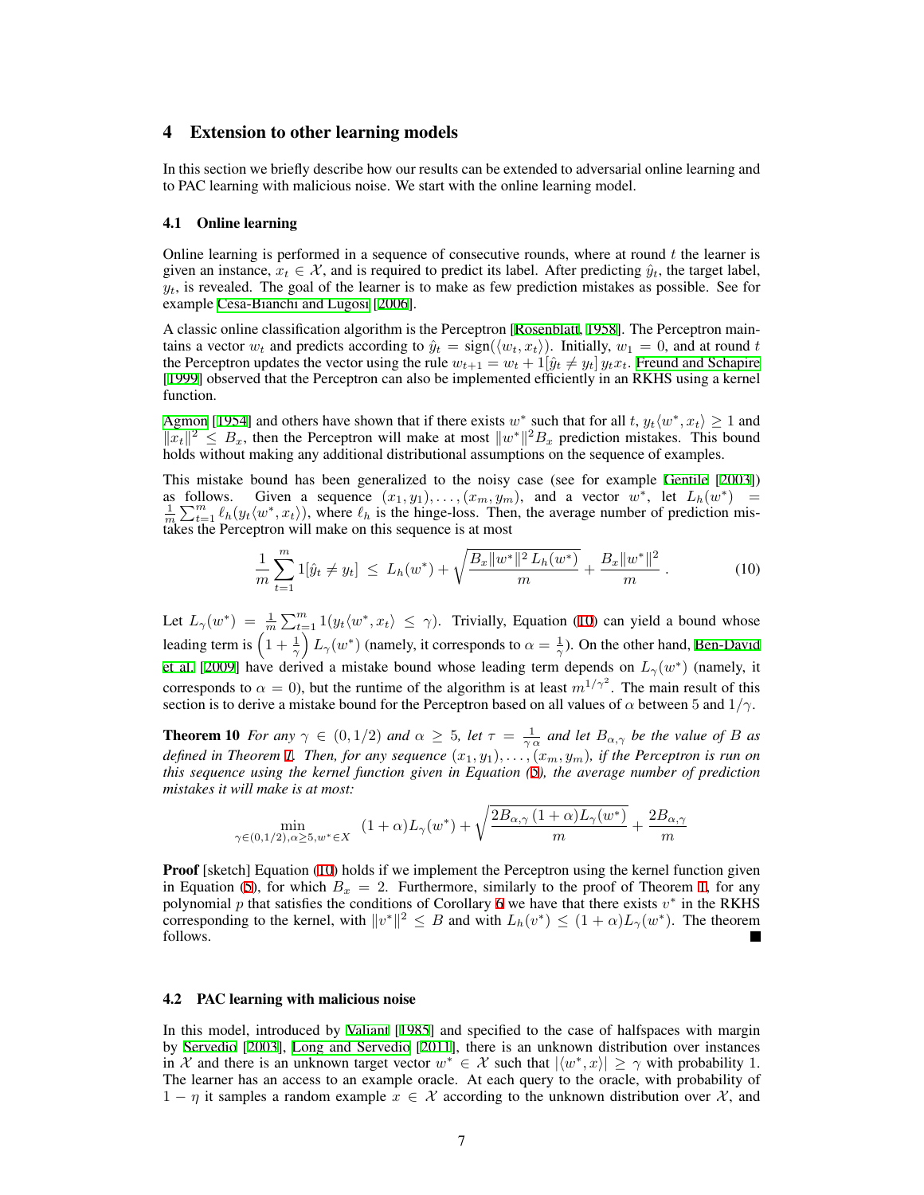## 4 Extension to other learning models

In this section we briefly describe how our results can be extended to adversarial online learning and to PAC learning with malicious noise. We start with the online learning model.

### 4.1 Online learning

Online learning is performed in a sequence of consecutive rounds, where at round $t$ the learner is given an instance, $x_t \in \mathcal{X}$, and is required to predict its label. After predicting $\hat{y}_t$, the target label, $y_t$, is revealed. The goal of the learner is to make as few prediction mistakes as possible. See for example Cesa-Bianchi and Lugosi [2006].

A classic online classification algorithm is the Perceptron [Rosenblatt, 1958]. The Perceptron maintains a vector $w_t$ and predicts according to $\hat{y}_t = \text{sign}(\langle w_t, x_t \rangle)$. Initially, $w_1 = 0$, and at round $t$ the Perceptron updates the vector using the rule $w_{t+1} = w_t + 1[\hat{y}_t \neq y_t]\, y_t x_t$. Freund and Schapire [1999] observed that the Perceptron can also be implemented efficiently in an RKHS using a kernel function.

Agmon [1954] and others have shown that if there exists $w^*$ such that for all $t$, $y_t \langle w^*, x_t \rangle \geq 1$ and $\|x_t\|^2 \leq B_x$, then the Perceptron will make at most $\|w^*\|^2 B_x$ prediction mistakes. This bound holds without making any additional distributional assumptions on the sequence of examples.

This mistake bound has been generalized to the noisy case (see for example Gentile [2003]) as follows. Given a sequence $(x_1, y_1), \ldots, (x_m, y_m)$, and a vector $w^*$, let $L_h(w^*) = \frac{1}{m}\sum_{t=1}^{m} \ell_h(y_t \langle w^*, x_t \rangle)$, where $\ell_h$ is the hinge-loss. Then, the average number of prediction mistakes the Perceptron will make on this sequence is at most

$$\frac{1}{m}\sum_{t=1}^{m} 1[\hat{y}_t \neq y_t] \;\leq\; L_h(w^*) + \sqrt{\frac{B_x \|w^*\|^2 \, L_h(w^*)}{m}} + \frac{B_x \|w^*\|^2}{m} \,. \tag{10}$$

Let $L_\gamma(w^*) = \frac{1}{m}\sum_{t=1}^{m} 1(y_t \langle w^*, x_t \rangle \leq \gamma)$. Trivially, Equation (10) can yield a bound whose leading term is $\left(1 + \frac{1}{\gamma}\right) L_\gamma(w^*)$ (namely, it corresponds to $\alpha = \frac{1}{\gamma}$). On the other hand, Ben-David et al. [2009] have derived a mistake bound whose leading term depends on $L_\gamma(w^*)$ (namely, it corresponds to $\alpha = 0$), but the runtime of the algorithm is at least $m^{1/\gamma^2}$. The main result of this section is to derive a mistake bound for the Perceptron based on all values of $\alpha$ between 5 and $1/\gamma$.

**Theorem 10** *For any $\gamma \in (0, 1/2)$ and $\alpha \geq 5$, let $\tau = \frac{1}{\gamma \alpha}$ and let $B_{\alpha,\gamma}$ be the value of $B$ as defined in Theorem 1. Then, for any sequence $(x_1, y_1), \ldots, (x_m, y_m)$, if the Perceptron is run on this sequence using the kernel function given in Equation (5), the average number of prediction mistakes it will make is at most:*

$$\min_{\gamma \in (0,1/2), \alpha \geq 5, w^* \in X} \;\; (1+\alpha) L_\gamma(w^*) + \sqrt{\frac{2 B_{\alpha,\gamma}\,(1+\alpha) L_\gamma(w^*)}{m}} + \frac{2 B_{\alpha,\gamma}}{m}$$

**Proof** [sketch] Equation (10) holds if we implement the Perceptron using the kernel function given in Equation (5), for which $B_x = 2$. Furthermore, similarly to the proof of Theorem 1, for any polynomial $p$ that satisfies the conditions of Corollary 6 we have that there exists $v^*$ in the RKHS corresponding to the kernel, with $\|v^*\|^2 \leq B$ and with $L_h(v^*) \leq (1+\alpha) L_\gamma(w^*)$. The theorem follows. ∎

### 4.2 PAC learning with malicious noise

In this model, introduced by Valiant [1985] and specified to the case of halfspaces with margin by Servedio [2003], Long and Servedio [2011], there is an unknown distribution over instances in $\mathcal{X}$ and there is an unknown target vector $w^* \in \mathcal{X}$ such that $|\langle w^*, x \rangle| \geq \gamma$ with probability 1. The learner has an access to an example oracle. At each query to the oracle, with probability of $1 - \eta$ it samples a random example $x \in \mathcal{X}$ according to the unknown distribution over $\mathcal{X}$, and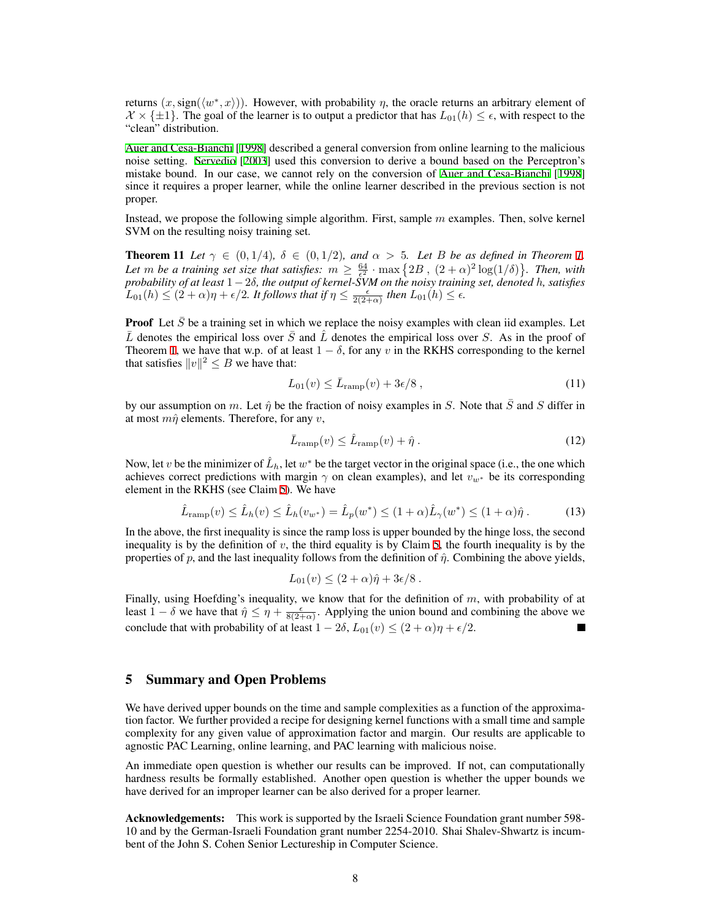returns $(x, \text{sign}(\langle w^*, x\rangle))$. However, with probability $\eta$, the oracle returns an arbitrary element of $\mathcal{X} \times \{\pm 1\}$. The goal of the learner is to output a predictor that has $L_{01}(h) \le \epsilon$, with respect to the "clean" distribution.

Auer and Cesa-Bianchi [1998] described a general conversion from online learning to the malicious noise setting. Servedio [2003] used this conversion to derive a bound based on the Perceptron's mistake bound. In our case, we cannot rely on the conversion of Auer and Cesa-Bianchi [1998] since it requires a proper learner, while the online learner described in the previous section is not proper.

Instead, we propose the following simple algorithm. First, sample $m$ examples. Then, solve kernel SVM on the resulting noisy training set.

**Theorem 11** *Let $\gamma \in (0, 1/4)$, $\delta \in (0, 1/2)$, and $\alpha > 5$. Let $B$ be as defined in Theorem 1. Let $m$ be a training set size that satisfies: $m \ge \frac{64}{\epsilon^2} \cdot \max\left\{2B\ ,\ (2+\alpha)^2 \log(1/\delta)\right\}$. Then, with probability of at least $1 - 2\delta$, the output of kernel-SVM on the noisy training set, denoted $h$, satisfies $L_{01}(h) \le (2+\alpha)\eta + \epsilon/2$. It follows that if $\eta \le \frac{\epsilon}{2(2+\alpha)}$ then $L_{01}(h) \le \epsilon$.*

**Proof** Let $\bar{S}$ be a training set in which we replace the noisy examples with clean iid examples. Let $\bar{L}$ denotes the empirical loss over $\bar{S}$ and $\hat{L}$ denotes the empirical loss over $S$. As in the proof of Theorem 1, we have that w.p. of at least $1 - \delta$, for any $v$ in the RKHS corresponding to the kernel that satisfies $\|v\|^2 \le B$ we have that:

$$L_{01}(v) \le \bar{L}_{\text{ramp}}(v) + 3\epsilon/8\ , \tag{11}$$

by our assumption on $m$. Let $\hat{\eta}$ be the fraction of noisy examples in $S$. Note that $\bar{S}$ and $S$ differ in at most $m\hat{\eta}$ elements. Therefore, for any $v$,

$$\bar{L}_{\text{ramp}}(v) \le \hat{L}_{\text{ramp}}(v) + \hat{\eta}\ . \tag{12}$$

Now, let $v$ be the minimizer of $\hat{L}_h$, let $w^*$ be the target vector in the original space (i.e., the one which achieves correct predictions with margin $\gamma$ on clean examples), and let $v_{w^*}$ be its corresponding element in the RKHS (see Claim 5). We have

$$\hat{L}_{\text{ramp}}(v) \le \hat{L}_h(v) \le \hat{L}_h(v_{w^*}) = \hat{L}_p(w^*) \le (1+\alpha)\hat{L}_\gamma(w^*) \le (1+\alpha)\hat{\eta}\ . \tag{13}$$

In the above, the first inequality is since the ramp loss is upper bounded by the hinge loss, the second inequality is by the definition of $v$, the third equality is by Claim 5, the fourth inequality is by the properties of $p$, and the last inequality follows from the definition of $\hat{\eta}$. Combining the above yields,

$$L_{01}(v) \le (2+\alpha)\hat{\eta} + 3\epsilon/8\ .$$

Finally, using Hoefding's inequality, we know that for the definition of $m$, with probability of at least $1 - \delta$ we have that $\hat{\eta} \le \eta + \frac{\epsilon}{8(2+\alpha)}$. Applying the union bound and combining the above we conclude that with probability of at least $1 - 2\delta$, $L_{01}(v) \le (2+\alpha)\eta + \epsilon/2$. ■

## 5 Summary and Open Problems

We have derived upper bounds on the time and sample complexities as a function of the approximation factor. We further provided a recipe for designing kernel functions with a small time and sample complexity for any given value of approximation factor and margin. Our results are applicable to agnostic PAC Learning, online learning, and PAC learning with malicious noise.

An immediate open question is whether our results can be improved. If not, can computationally hardness results be formally established. Another open question is whether the upper bounds we have derived for an improper learner can be also derived for a proper learner.

**Acknowledgements:** This work is supported by the Israeli Science Foundation grant number 598-10 and by the German-Israeli Foundation grant number 2254-2010. Shai Shalev-Shwartz is incumbent of the John S. Cohen Senior Lectureship in Computer Science.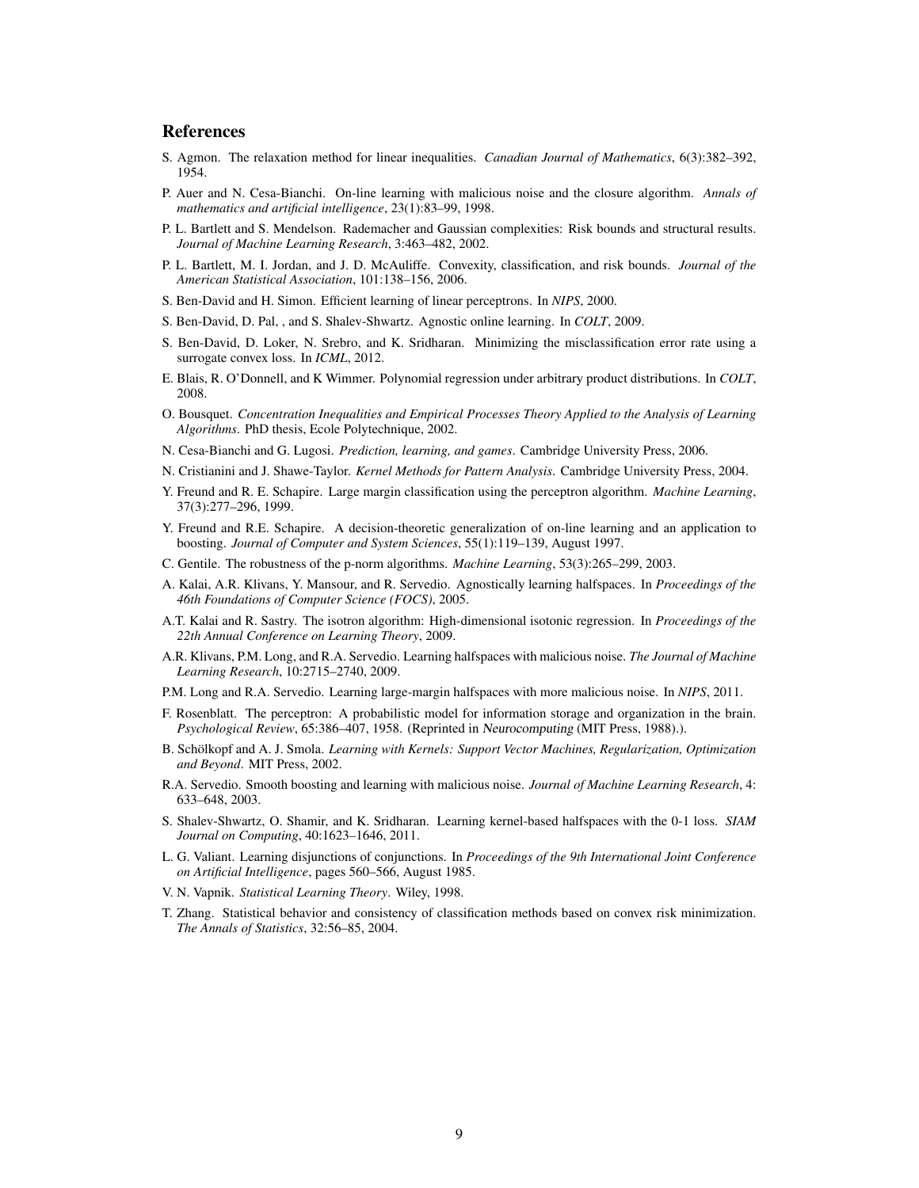## References

S. Agmon. The relaxation method for linear inequalities. *Canadian Journal of Mathematics*, 6(3):382–392, 1954.

P. Auer and N. Cesa-Bianchi. On-line learning with malicious noise and the closure algorithm. *Annals of mathematics and artificial intelligence*, 23(1):83–99, 1998.

P. L. Bartlett and S. Mendelson. Rademacher and Gaussian complexities: Risk bounds and structural results. *Journal of Machine Learning Research*, 3:463–482, 2002.

P. L. Bartlett, M. I. Jordan, and J. D. McAuliffe. Convexity, classification, and risk bounds. *Journal of the American Statistical Association*, 101:138–156, 2006.

S. Ben-David and H. Simon. Efficient learning of linear perceptrons. In *NIPS*, 2000.

S. Ben-David, D. Pal, , and S. Shalev-Shwartz. Agnostic online learning. In *COLT*, 2009.

S. Ben-David, D. Loker, N. Srebro, and K. Sridharan. Minimizing the misclassification error rate using a surrogate convex loss. In *ICML*, 2012.

E. Blais, R. O'Donnell, and K Wimmer. Polynomial regression under arbitrary product distributions. In *COLT*, 2008.

O. Bousquet. *Concentration Inequalities and Empirical Processes Theory Applied to the Analysis of Learning Algorithms*. PhD thesis, Ecole Polytechnique, 2002.

N. Cesa-Bianchi and G. Lugosi. *Prediction, learning, and games*. Cambridge University Press, 2006.

N. Cristianini and J. Shawe-Taylor. *Kernel Methods for Pattern Analysis*. Cambridge University Press, 2004.

Y. Freund and R. E. Schapire. Large margin classification using the perceptron algorithm. *Machine Learning*, 37(3):277–296, 1999.

Y. Freund and R.E. Schapire. A decision-theoretic generalization of on-line learning and an application to boosting. *Journal of Computer and System Sciences*, 55(1):119–139, August 1997.

C. Gentile. The robustness of the p-norm algorithms. *Machine Learning*, 53(3):265–299, 2003.

A. Kalai, A.R. Klivans, Y. Mansour, and R. Servedio. Agnostically learning halfspaces. In *Proceedings of the 46th Foundations of Computer Science (FOCS)*, 2005.

A.T. Kalai and R. Sastry. The isotron algorithm: High-dimensional isotonic regression. In *Proceedings of the 22th Annual Conference on Learning Theory*, 2009.

A.R. Klivans, P.M. Long, and R.A. Servedio. Learning halfspaces with malicious noise. *The Journal of Machine Learning Research*, 10:2715–2740, 2009.

P.M. Long and R.A. Servedio. Learning large-margin halfspaces with more malicious noise. In *NIPS*, 2011.

F. Rosenblatt. The perceptron: A probabilistic model for information storage and organization in the brain. *Psychological Review*, 65:386–407, 1958. (Reprinted in Neurocomputing (MIT Press, 1988).).

B. Schölkopf and A. J. Smola. *Learning with Kernels: Support Vector Machines, Regularization, Optimization and Beyond*. MIT Press, 2002.

R.A. Servedio. Smooth boosting and learning with malicious noise. *Journal of Machine Learning Research*, 4: 633–648, 2003.

S. Shalev-Shwartz, O. Shamir, and K. Sridharan. Learning kernel-based halfspaces with the 0-1 loss. *SIAM Journal on Computing*, 40:1623–1646, 2011.

L. G. Valiant. Learning disjunctions of conjunctions. In *Proceedings of the 9th International Joint Conference on Artificial Intelligence*, pages 560–566, August 1985.

V. N. Vapnik. *Statistical Learning Theory*. Wiley, 1998.

T. Zhang. Statistical behavior and consistency of classification methods based on convex risk minimization. *The Annals of Statistics*, 32:56–85, 2004.